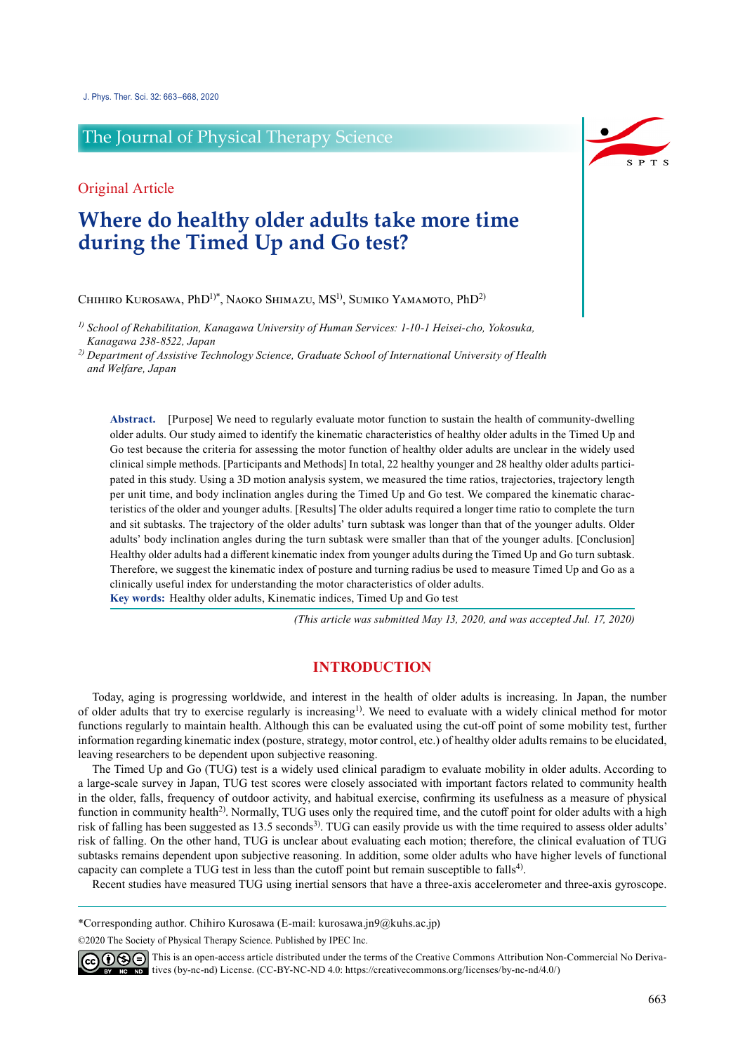The Journal of Physical Therapy Science

Original Article

# Where do healthy older adults take more time during the Timed Up and Go test?

Chihiro Kurosawa, PhD[1)*], Naoko Shimazu, MS[1)], Sumiko Yamamoto, PhD[2)]

*[1)] School of Rehabilitation, Kanagawa University of Human Services: 1-10-1 Heisei-cho, Yokosuka, Kanagawa 238-8522, Japan*

*[2)] Department of Assistive Technology Science, Graduate School of International University of Health and Welfare, Japan*

**Abstract.** [Purpose] We need to regularly evaluate motor function to sustain the health of community-dwelling older adults. Our study aimed to identify the kinematic characteristics of healthy older adults in the Timed Up and Go test because the criteria for assessing the motor function of healthy older adults are unclear in the widely used clinical simple methods. [Participants and Methods] In total, 22 healthy younger and 28 healthy older adults participated in this study. Using a 3D motion analysis system, we measured the time ratios, trajectories, trajectory length per unit time, and body inclination angles during the Timed Up and Go test. We compared the kinematic characteristics of the older and younger adults. [Results] The older adults required a longer time ratio to complete the turn and sit subtasks. The trajectory of the older adults' turn subtask was longer than that of the younger adults. Older adults' body inclination angles during the turn subtask were smaller than that of the younger adults. [Conclusion] Healthy older adults had a different kinematic index from younger adults during the Timed Up and Go turn subtask. Therefore, we suggest the kinematic index of posture and turning radius be used to measure Timed Up and Go as a clinically useful index for understanding the motor characteristics of older adults.

**Key words:** Healthy older adults, Kinematic indices, Timed Up and Go test

*(This article was submitted May 13, 2020, and was accepted Jul. 17, 2020)*

## INTRODUCTION

Today, aging is progressing worldwide, and interest in the health of older adults is increasing. In Japan, the number of older adults that try to exercise regularly is increasing[1)]. We need to evaluate with a widely clinical method for motor functions regularly to maintain health. Although this can be evaluated using the cut-off point of some mobility test, further information regarding kinematic index (posture, strategy, motor control, etc.) of healthy older adults remains to be elucidated, leaving researchers to be dependent upon subjective reasoning.

The Timed Up and Go (TUG) test is a widely used clinical paradigm to evaluate mobility in older adults. According to a large-scale survey in Japan, TUG test scores were closely associated with important factors related to community health in the older, falls, frequency of outdoor activity, and habitual exercise, confirming its usefulness as a measure of physical function in community health[2)]. Normally, TUG uses only the required time, and the cutoff point for older adults with a high risk of falling has been suggested as 13.5 seconds[3)]. TUG can easily provide us with the time required to assess older adults' risk of falling. On the other hand, TUG is unclear about evaluating each motion; therefore, the clinical evaluation of TUG subtasks remains dependent upon subjective reasoning. In addition, some older adults who have higher levels of functional capacity can complete a TUG test in less than the cutoff point but remain susceptible to falls[4)].

Recent studies have measured TUG using inertial sensors that have a three-axis accelerometer and three-axis gyroscope.

*Corresponding author. Chihiro Kurosawa (E-mail: kurosawa.jn9@kuhs.ac.jp)

©2020 The Society of Physical Therapy Science. Published by IPEC Inc.

This is an open-access article distributed under the terms of the Creative Commons Attribution Non-Commercial No Derivatives (by-nc-nd) License. (CC-BY-NC-ND 4.0: https://creativecommons.org/licenses/by-nc-nd/4.0/)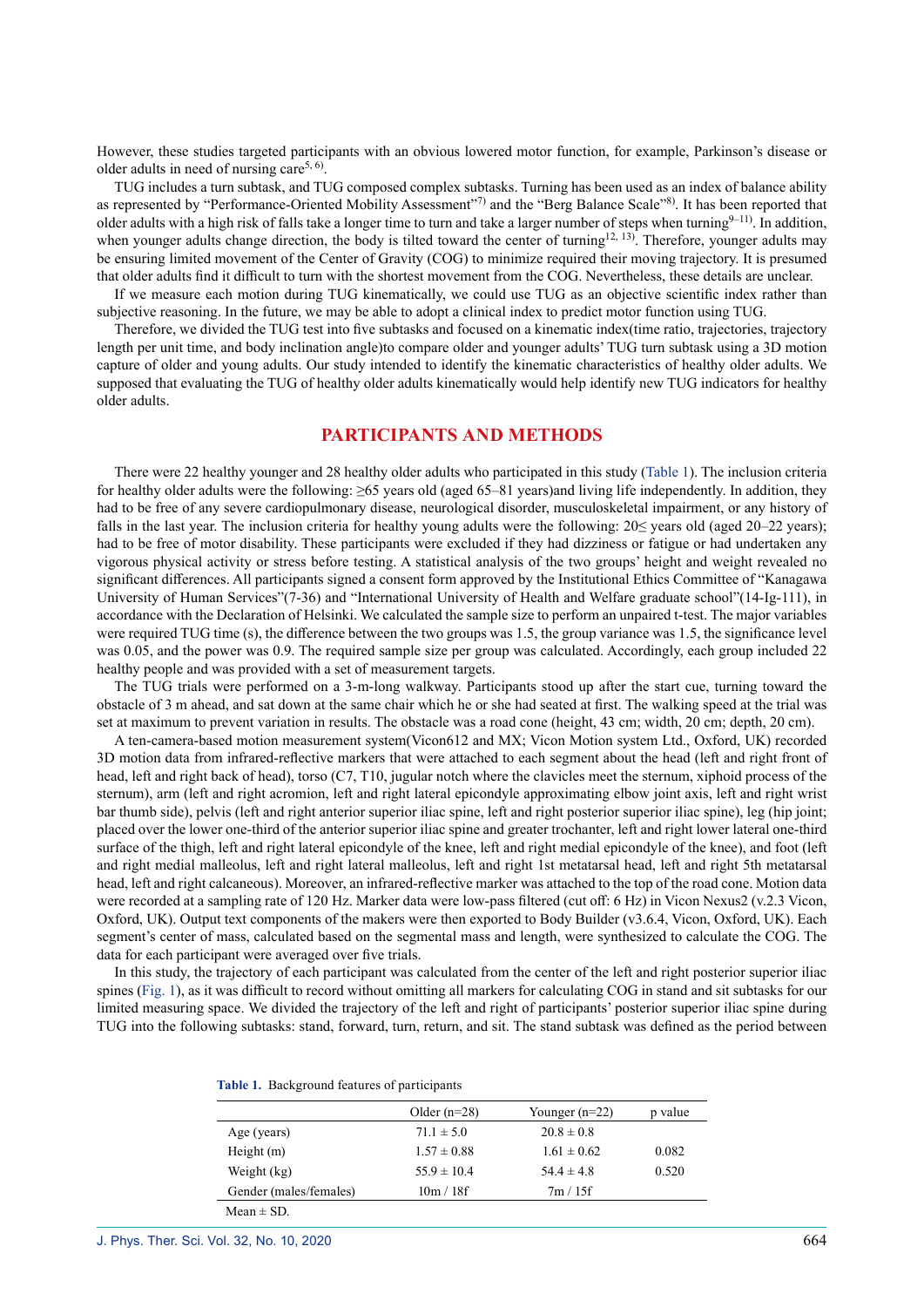However, these studies targeted participants with an obvious lowered motor function, for example, Parkinson's disease or older adults in need of nursing care[5, 6].

TUG includes a turn subtask, and TUG composed complex subtasks. Turning has been used as an index of balance ability as represented by "Performance-Oriented Mobility Assessment"[7] and the "Berg Balance Scale"[8]. It has been reported that older adults with a high risk of falls take a longer time to turn and take a larger number of steps when turning[9–11]. In addition, when younger adults change direction, the body is tilted toward the center of turning[12, 13]. Therefore, younger adults may be ensuring limited movement of the Center of Gravity (COG) to minimize required their moving trajectory. It is presumed that older adults find it difficult to turn with the shortest movement from the COG. Nevertheless, these details are unclear.

If we measure each motion during TUG kinematically, we could use TUG as an objective scientific index rather than subjective reasoning. In the future, we may be able to adopt a clinical index to predict motor function using TUG.

Therefore, we divided the TUG test into five subtasks and focused on a kinematic index(time ratio, trajectories, trajectory length per unit time, and body inclination angle)to compare older and younger adults' TUG turn subtask using a 3D motion capture of older and young adults. Our study intended to identify the kinematic characteristics of healthy older adults. We supposed that evaluating the TUG of healthy older adults kinematically would help identify new TUG indicators for healthy older adults.

## PARTICIPANTS AND METHODS

There were 22 healthy younger and 28 healthy older adults who participated in this study (Table 1). The inclusion criteria for healthy older adults were the following: ≥65 years old (aged 65–81 years)and living life independently. In addition, they had to be free of any severe cardiopulmonary disease, neurological disorder, musculoskeletal impairment, or any history of falls in the last year. The inclusion criteria for healthy young adults were the following: 20≤ years old (aged 20–22 years); had to be free of motor disability. These participants were excluded if they had dizziness or fatigue or had undertaken any vigorous physical activity or stress before testing. A statistical analysis of the two groups' height and weight revealed no significant differences. All participants signed a consent form approved by the Institutional Ethics Committee of "Kanagawa University of Human Services"(7-36) and "International University of Health and Welfare graduate school"(14-Ig-111), in accordance with the Declaration of Helsinki. We calculated the sample size to perform an unpaired t-test. The major variables were required TUG time (s), the difference between the two groups was 1.5, the group variance was 1.5, the significance level was 0.05, and the power was 0.9. The required sample size per group was calculated. Accordingly, each group included 22 healthy people and was provided with a set of measurement targets.

The TUG trials were performed on a 3-m-long walkway. Participants stood up after the start cue, turning toward the obstacle of 3 m ahead, and sat down at the same chair which he or she had seated at first. The walking speed at the trial was set at maximum to prevent variation in results. The obstacle was a road cone (height, 43 cm; width, 20 cm; depth, 20 cm).

A ten-camera-based motion measurement system(Vicon612 and MX; Vicon Motion system Ltd., Oxford, UK) recorded 3D motion data from infrared-reflective markers that were attached to each segment about the head (left and right front of head, left and right back of head), torso (C7, T10, jugular notch where the clavicles meet the sternum, xiphoid process of the sternum), arm (left and right acromion, left and right lateral epicondyle approximating elbow joint axis, left and right wrist bar thumb side), pelvis (left and right anterior superior iliac spine, left and right posterior superior iliac spine), leg (hip joint; placed over the lower one-third of the anterior superior iliac spine and greater trochanter, left and right lower lateral one-third surface of the thigh, left and right lateral epicondyle of the knee, left and right medial epicondyle of the knee), and foot (left and right medial malleolus, left and right lateral malleolus, left and right 1st metatarsal head, left and right 5th metatarsal head, left and right calcaneous). Moreover, an infrared-reflective marker was attached to the top of the road cone. Motion data were recorded at a sampling rate of 120 Hz. Marker data were low-pass filtered (cut off: 6 Hz) in Vicon Nexus2 (v.2.3 Vicon, Oxford, UK). Output text components of the makers were then exported to Body Builder (v3.6.4, Vicon, Oxford, UK). Each segment's center of mass, calculated based on the segmental mass and length, were synthesized to calculate the COG. The data for each participant were averaged over five trials.

In this study, the trajectory of each participant was calculated from the center of the left and right posterior superior iliac spines (Fig. 1), as it was difficult to record without omitting all markers for calculating COG in stand and sit subtasks for our limited measuring space. We divided the trajectory of the left and right of participants' posterior superior iliac spine during TUG into the following subtasks: stand, forward, turn, return, and sit. The stand subtask was defined as the period between

**Table 1.** Background features of participants

| | Older (n=28) | Younger (n=22) | p value |
|---|---|---|---|
| Age (years) | 71.1 ± 5.0 | 20.8 ± 0.8 | |
| Height (m) | 1.57 ± 0.88 | 1.61 ± 0.62 | 0.082 |
| Weight (kg) | 55.9 ± 10.4 | 54.4 ± 4.8 | 0.520 |
| Gender (males/females) | 10m / 18f | 7m / 15f | |

Mean ± SD.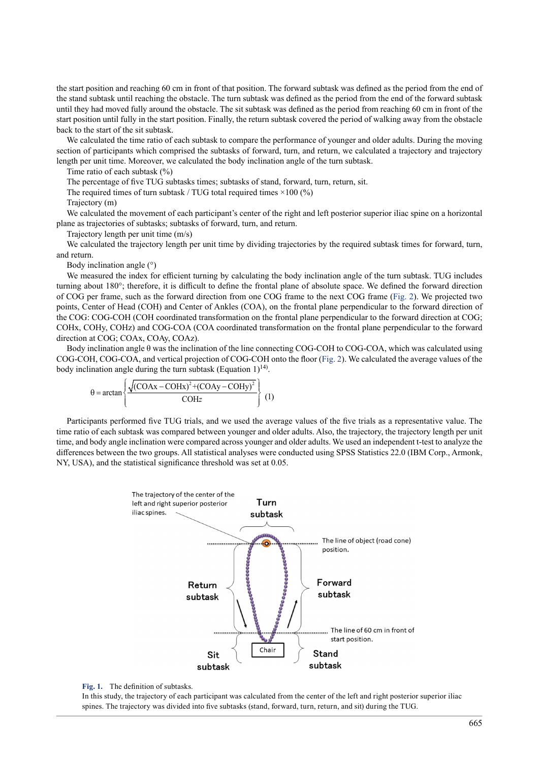the start position and reaching 60 cm in front of that position. The forward subtask was defined as the period from the end of the stand subtask until reaching the obstacle. The turn subtask was defined as the period from the end of the forward subtask until they had moved fully around the obstacle. The sit subtask was defined as the period from reaching 60 cm in front of the start position until fully in the start position. Finally, the return subtask covered the period of walking away from the obstacle back to the start of the sit subtask.

We calculated the time ratio of each subtask to compare the performance of younger and older adults. During the moving section of participants which comprised the subtasks of forward, turn, and return, we calculated a trajectory and trajectory length per unit time. Moreover, we calculated the body inclination angle of the turn subtask.

Time ratio of each subtask (%)

The percentage of five TUG subtasks times; subtasks of stand, forward, turn, return, sit.

The required times of turn subtask / TUG total required times ×100 (%)

Trajectory (m)

We calculated the movement of each participant's center of the right and left posterior superior iliac spine on a horizontal plane as trajectories of subtasks; subtasks of forward, turn, and return.

Trajectory length per unit time (m/s)

We calculated the trajectory length per unit time by dividing trajectories by the required subtask times for forward, turn, and return.

Body inclination angle (°)

We measured the index for efficient turning by calculating the body inclination angle of the turn subtask. TUG includes turning about 180°; therefore, it is difficult to define the frontal plane of absolute space. We defined the forward direction of COG per frame, such as the forward direction from one COG frame to the next COG frame (Fig. 2). We projected two points, Center of Head (COH) and Center of Ankles (COA), on the frontal plane perpendicular to the forward direction of the COG: COG-COH (COH coordinated transformation on the frontal plane perpendicular to the forward direction at COG; COHx, COHy, COHz) and COG-COA (COA coordinated transformation on the frontal plane perpendicular to the forward direction at COG; COAx, COAy, COAz).

Body inclination angle θ was the inclination of the line connecting COG-COH to COG-COA, which was calculated using COG-COH, COG-COA, and vertical projection of COG-COH onto the floor (Fig. 2). We calculated the average values of the body inclination angle during the turn subtask (Equation 1)[14].

$$\theta = \arctan\left\{\frac{\sqrt{(\mathrm{COAx} - \mathrm{COHx})^2 + (\mathrm{COAy} - \mathrm{COHy})^2}}{\mathrm{COH}z}\right\} \quad (1)$$

Participants performed five TUG trials, and we used the average values of the five trials as a representative value. The time ratio of each subtask was compared between younger and older adults. Also, the trajectory, the trajectory length per unit time, and body angle inclination were compared across younger and older adults. We used an independent t-test to analyze the differences between the two groups. All statistical analyses were conducted using SPSS Statistics 22.0 (IBM Corp., Armonk, NY, USA), and the statistical significance threshold was set at 0.05.

Fig. 1. The definition of subtasks.
In this study, the trajectory of each participant was calculated from the center of the left and right posterior superior iliac spines. The trajectory was divided into five subtasks (stand, forward, turn, return, and sit) during the TUG.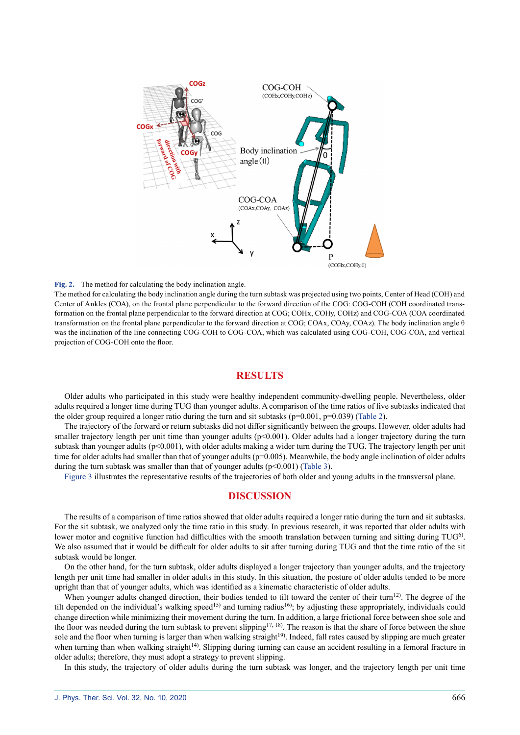**Fig. 2.** The method for calculating the body inclination angle.

The method for calculating the body inclination angle during the turn subtask was projected using two points, Center of Head (COH) and Center of Ankles (COA), on the frontal plane perpendicular to the forward direction of the COG: COG-COH (COH coordinated transformation on the frontal plane perpendicular to the forward direction at COG; COHx, COHy, COHz) and COG-COA (COA coordinated transformation on the frontal plane perpendicular to the forward direction at COG; COAx, COAy, COAz). The body inclination angle θ was the inclination of the line connecting COG-COH to COG-COA, which was calculated using COG-COH, COG-COA, and vertical projection of COG-COH onto the floor.

## RESULTS

Older adults who participated in this study were healthy independent community-dwelling people. Nevertheless, older adults required a longer time during TUG than younger adults. A comparison of the time ratios of five subtasks indicated that the older group required a longer ratio during the turn and sit subtasks ($p=0.001$, $p=0.039$) (Table 2).

The trajectory of the forward or return subtasks did not differ significantly between the groups. However, older adults had smaller trajectory length per unit time than younger adults ($p<0.001$). Older adults had a longer trajectory during the turn subtask than younger adults ($p<0.001$), with older adults making a wider turn during the TUG. The trajectory length per unit time for older adults had smaller than that of younger adults ($p=0.005$). Meanwhile, the body angle inclination of older adults during the turn subtask was smaller than that of younger adults ($p<0.001$) (Table 3).

Figure 3 illustrates the representative results of the trajectories of both older and young adults in the transversal plane.

## DISCUSSION

The results of a comparison of time ratios showed that older adults required a longer ratio during the turn and sit subtasks. For the sit subtask, we analyzed only the time ratio in this study. In previous research, it was reported that older adults with lower motor and cognitive function had difficulties with the smooth translation between turning and sitting during TUG[6]. We also assumed that it would be difficult for older adults to sit after turning during TUG and that the time ratio of the sit subtask would be longer.

On the other hand, for the turn subtask, older adults displayed a longer trajectory than younger adults, and the trajectory length per unit time had smaller in older adults in this study. In this situation, the posture of older adults tended to be more upright than that of younger adults, which was identified as a kinematic characteristic of older adults.

When younger adults changed direction, their bodies tended to tilt toward the center of their turn[12]. The degree of the tilt depended on the individual's walking speed[15] and turning radius[16]; by adjusting these appropriately, individuals could change direction while minimizing their movement during the turn. In addition, a large frictional force between shoe sole and the floor was needed during the turn subtask to prevent slipping[17, 18]. The reason is that the share of force between the shoe sole and the floor when turning is larger than when walking straight[19]. Indeed, fall rates caused by slipping are much greater when turning than when walking straight[14]. Slipping during turning can cause an accident resulting in a femoral fracture in older adults; therefore, they must adopt a strategy to prevent slipping.

In this study, the trajectory of older adults during the turn subtask was longer, and the trajectory length per unit time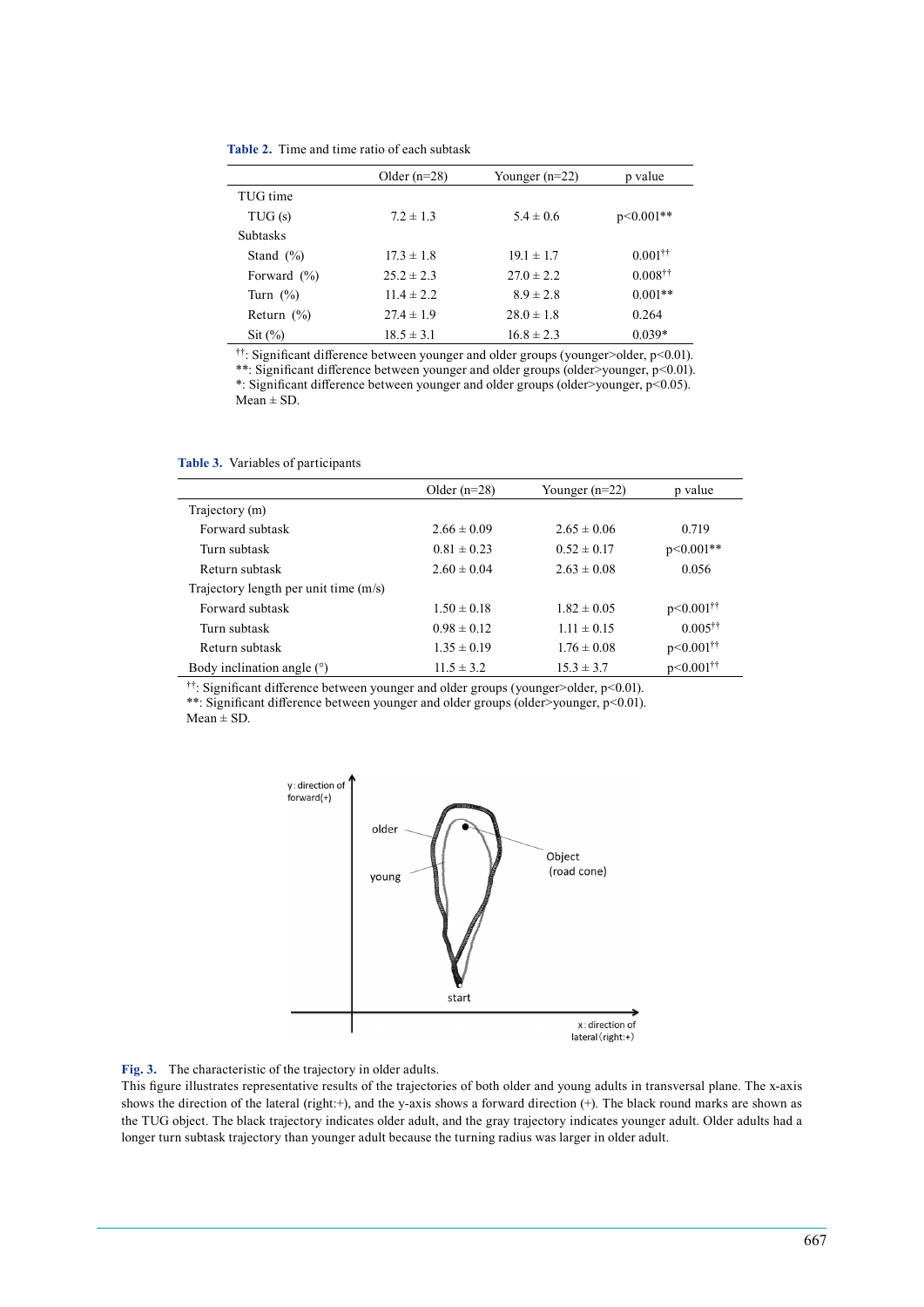**Table 2.** Time and time ratio of each subtask

| | Older (n=28) | Younger (n=22) | p value |
|---|---|---|---|
| TUG time | | | |
| TUG (s) | 7.2 ± 1.3 | 5.4 ± 0.6 | p<0.001** |
| Subtasks | | | |
| Stand (%) | 17.3 ± 1.8 | 19.1 ± 1.7 | 0.001†† |
| Forward (%) | 25.2 ± 2.3 | 27.0 ± 2.2 | 0.008†† |
| Turn (%) | 11.4 ± 2.2 | 8.9 ± 2.8 | 0.001** |
| Return (%) | 27.4 ± 1.9 | 28.0 ± 1.8 | 0.264 |
| Sit (%) | 18.5 ± 3.1 | 16.8 ± 2.3 | 0.039* |

††: Significant difference between younger and older groups (younger>older, p<0.01).
**: Significant difference between younger and older groups (older>younger, p<0.01).
*: Significant difference between younger and older groups (older>younger, p<0.05).
Mean ± SD.

**Table 3.** Variables of participants

| | Older (n=28) | Younger (n=22) | p value |
|---|---|---|---|
| Trajectory (m) | | | |
| Forward subtask | 2.66 ± 0.09 | 2.65 ± 0.06 | 0.719 |
| Turn subtask | 0.81 ± 0.23 | 0.52 ± 0.17 | p<0.001** |
| Return subtask | 2.60 ± 0.04 | 2.63 ± 0.08 | 0.056 |
| Trajectory length per unit time (m/s) | | | |
| Forward subtask | 1.50 ± 0.18 | 1.82 ± 0.05 | p<0.001†† |
| Turn subtask | 0.98 ± 0.12 | 1.11 ± 0.15 | 0.005†† |
| Return subtask | 1.35 ± 0.19 | 1.76 ± 0.08 | p<0.001†† |
| Body inclination angle (°) | 11.5 ± 3.2 | 15.3 ± 3.7 | p<0.001†† |

††: Significant difference between younger and older groups (younger>older, p<0.01).
**: Significant difference between younger and older groups (older>younger, p<0.01).
Mean ± SD.

**Fig. 3.** The characteristic of the trajectory in older adults.
This figure illustrates representative results of the trajectories of both older and young adults in transversal plane. The x-axis shows the direction of the lateral (right:+), and the y-axis shows a forward direction (+). The black round marks are shown as the TUG object. The black trajectory indicates older adult, and the gray trajectory indicates younger adult. Older adults had a longer turn subtask trajectory than younger adult because the turning radius was larger in older adult.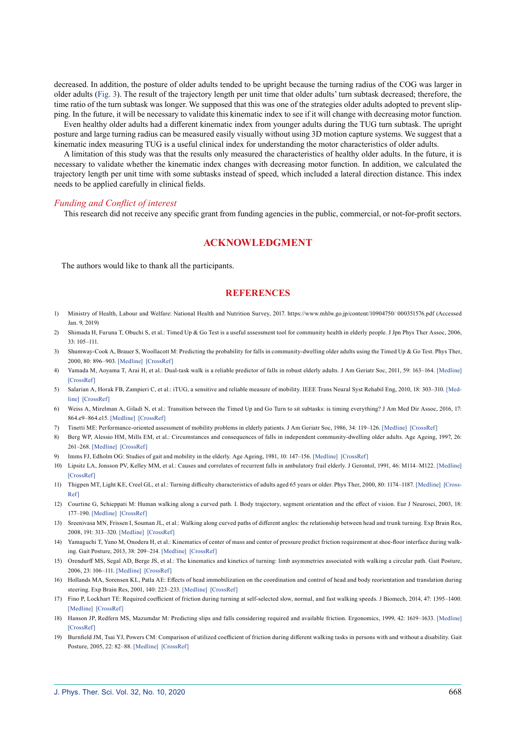decreased. In addition, the posture of older adults tended to be upright because the turning radius of the COG was larger in older adults (Fig. 3). The result of the trajectory length per unit time that older adults' turn subtask decreased; therefore, the time ratio of the turn subtask was longer. We supposed that this was one of the strategies older adults adopted to prevent slipping. In the future, it will be necessary to validate this kinematic index to see if it will change with decreasing motor function.

Even healthy older adults had a different kinematic index from younger adults during the TUG turn subtask. The upright posture and large turning radius can be measured easily visually without using 3D motion capture systems. We suggest that a kinematic index measuring TUG is a useful clinical index for understanding the motor characteristics of older adults.

A limitation of this study was that the results only measured the characteristics of healthy older adults. In the future, it is necessary to validate whether the kinematic index changes with decreasing motor function. In addition, we calculated the trajectory length per unit time with some subtasks instead of speed, which included a lateral direction distance. This index needs to be applied carefully in clinical fields.

### *Funding and Conflict of interest*

This research did not receive any specific grant from funding agencies in the public, commercial, or not-for-profit sectors.

## ACKNOWLEDGMENT

The authors would like to thank all the participants.

## REFERENCES

1) Ministry of Health, Labour and Welfare: National Health and Nutrition Survey, 2017. https://www.mhlw.go.jp/content/10904750/ 000351576.pdf (Accessed Jan. 9, 2019)
2) Shimada H, Furuna T, Obuchi S, et al.: Timed Up & Go Test is a useful assessment tool for community health in elderly people. J Jpn Phys Ther Assoc, 2006, 33: 105–111.
3) Shumway-Cook A, Brauer S, Woollacott M: Predicting the probability for falls in community-dwelling older adults using the Timed Up & Go Test. Phys Ther, 2000, 80: 896–903. [Medline] [CrossRef]
4) Yamada M, Aoyama T, Arai H, et al.: Dual-task walk is a reliable predictor of falls in robust elderly adults. J Am Geriatr Soc, 2011, 59: 163–164. [Medline] [CrossRef]
5) Salarian A, Horak FB, Zampieri C, et al.: iTUG, a sensitive and reliable measure of mobility. IEEE Trans Neural Syst Rehabil Eng, 2010, 18: 303–310. [Medline] [CrossRef]
6) Weiss A, Mirelman A, Giladi N, et al.: Transition between the Timed Up and Go Turn to sit subtasks: is timing everything? J Am Med Dir Assoc, 2016, 17: 864.e9–864.e15. [Medline] [CrossRef]
7) Tinetti ME: Performance-oriented assessment of mobility problems in elderly patients. J Am Geriatr Soc, 1986, 34: 119–126. [Medline] [CrossRef]
8) Berg WP, Alessio HM, Mills EM, et al.: Circumstances and consequences of falls in independent community-dwelling older adults. Age Ageing, 1997, 26: 261–268. [Medline] [CrossRef]
9) Imms FJ, Edholm OG: Studies of gait and mobility in the elderly. Age Ageing, 1981, 10: 147–156. [Medline] [CrossRef]
10) Lipsitz LA, Jonsson PV, Kelley MM, et al.: Causes and correlates of recurrent falls in ambulatory frail elderly. J Gerontol, 1991, 46: M114–M122. [Medline] [CrossRef]
11) Thigpen MT, Light KE, Creel GL, et al.: Turning difficulty characteristics of adults aged 65 years or older. Phys Ther, 2000, 80: 1174–1187. [Medline] [CrossRef]
12) Courtine G, Schieppati M: Human walking along a curved path. I. Body trajectory, segment orientation and the effect of vision. Eur J Neurosci, 2003, 18: 177–190. [Medline] [CrossRef]
13) Sreenivasa MN, Frissen I, Souman JL, et al.: Walking along curved paths of different angles: the relationship between head and trunk turning. Exp Brain Res, 2008, 191: 313–320. [Medline] [CrossRef]
14) Yamaguchi T, Yano M, Onodera H, et al.: Kinematics of center of mass and center of pressure predict friction requirement at shoe-floor interface during walking. Gait Posture, 2013, 38: 209–214. [Medline] [CrossRef]
15) Orendurff MS, Segal AD, Berge JS, et al.: The kinematics and kinetics of turning: limb asymmetries associated with walking a circular path. Gait Posture, 2006, 23: 106–111. [Medline] [CrossRef]
16) Hollands MA, Sorensen KL, Patla AE: Effects of head immobilization on the coordination and control of head and body reorientation and translation during steering. Exp Brain Res, 2001, 140: 223–233. [Medline] [CrossRef]
17) Fino P, Lockhart TE: Required coefficient of friction during turning at self-selected slow, normal, and fast walking speeds. J Biomech, 2014, 47: 1395–1400. [Medline] [CrossRef]
18) Hanson JP, Redfern MS, Mazumdar M: Predicting slips and falls considering required and available friction. Ergonomics, 1999, 42: 1619–1633. [Medline] [CrossRef]
19) Burnfield JM, Tsai YJ, Powers CM: Comparison of utilized coefficient of friction during different walking tasks in persons with and without a disability. Gait Posture, 2005, 22: 82–88. [Medline] [CrossRef]